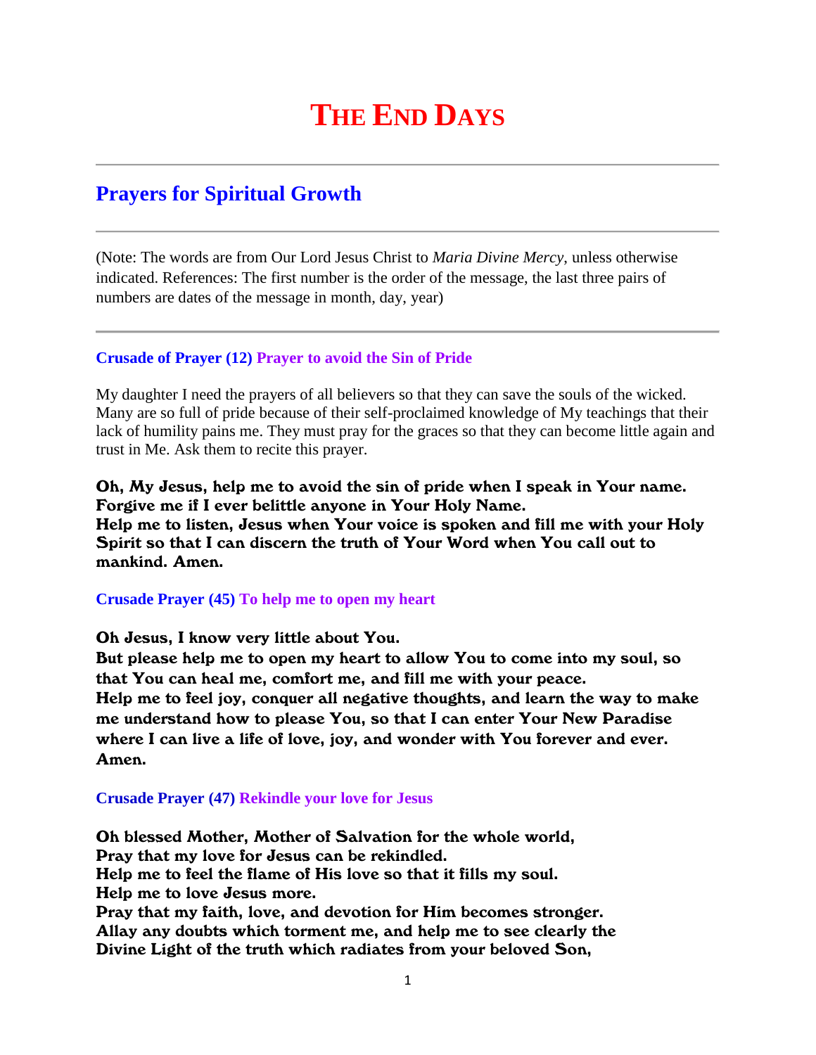# THE END DAYS

---

## Prayers for Spiritual Growth

---

(Note: The words are from Our Lord Jesus Christ to *Maria Divine Mercy*, unless otherwise indicated. References: The first number is the order of the message, the last three pairs of numbers are dates of the message in month, day, year)

---

#### Crusade of Prayer (12) Prayer to avoid the Sin of Pride

My daughter I need the prayers of all believers so that they can save the souls of the wicked. Many are so full of pride because of their self-proclaimed knowledge of My teachings that their lack of humility pains me. They must pray for the graces so that they can become little again and trust in Me. Ask them to recite this prayer.

**Oh, My Jesus, help me to avoid the sin of pride when I speak in Your name.
Forgive me if I ever belittle anyone in Your Holy Name.
Help me to listen, Jesus when Your voice is spoken and fill me with your Holy Spirit so that I can discern the truth of Your Word when You call out to mankind. Amen.**

#### Crusade Prayer (45) To help me to open my heart

**Oh Jesus, I know very little about You.
But please help me to open my heart to allow You to come into my soul, so that You can heal me, comfort me, and fill me with your peace.
Help me to feel joy, conquer all negative thoughts, and learn the way to make me understand how to please You, so that I can enter Your New Paradise where I can live a life of love, joy, and wonder with You forever and ever.
Amen.**

#### Crusade Prayer (47) Rekindle your love for Jesus

**Oh blessed Mother, Mother of Salvation for the whole world,
Pray that my love for Jesus can be rekindled.
Help me to feel the flame of His love so that it fills my soul.
Help me to love Jesus more.
Pray that my faith, love, and devotion for Him becomes stronger.
Allay any doubts which torment me, and help me to see clearly the
Divine Light of the truth which radiates from your beloved Son,**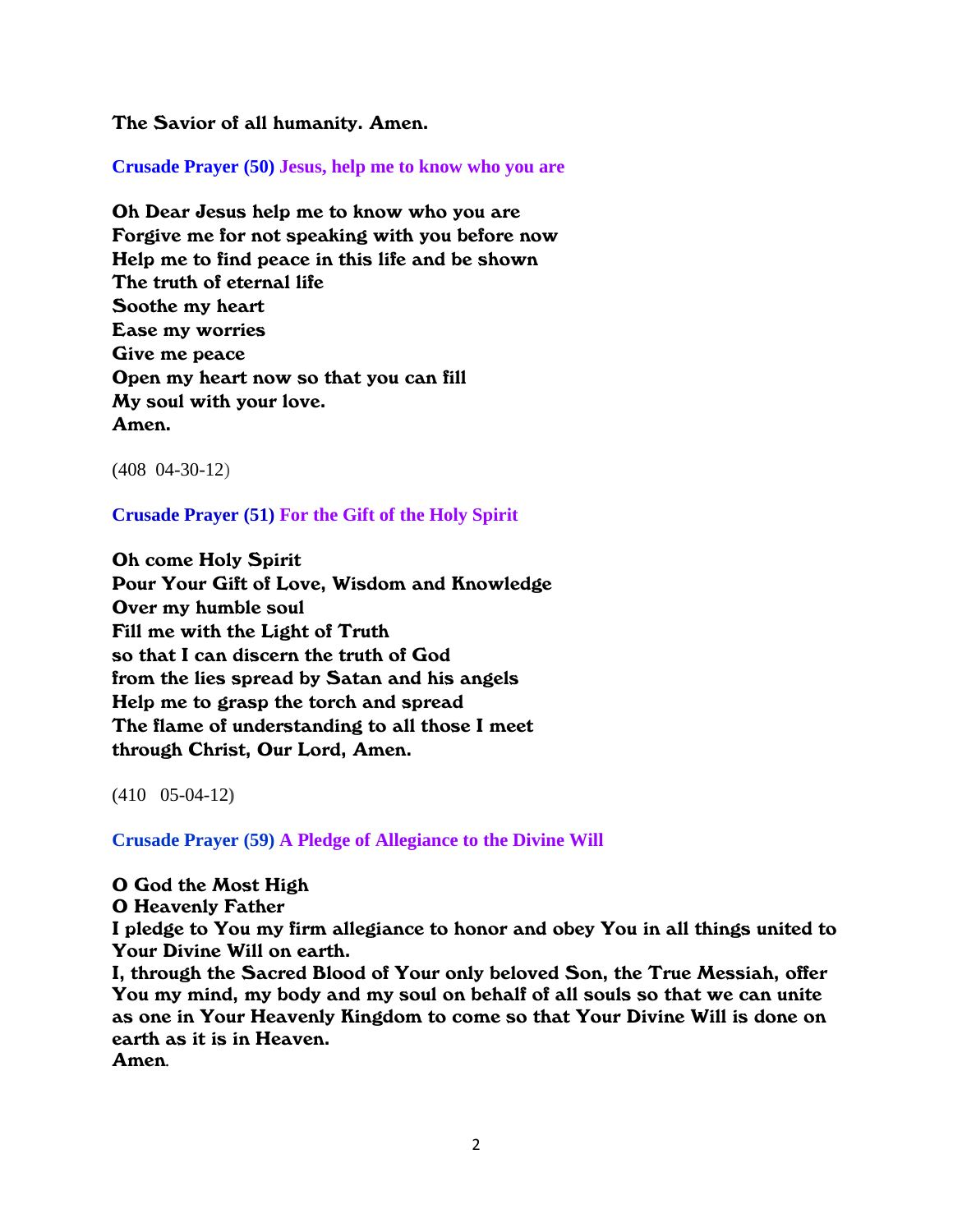**The Savior of all humanity. Amen.**

### Crusade Prayer (50) Jesus, help me to know who you are

**Oh Dear Jesus help me to know who you are**
**Forgive me for not speaking with you before now**
**Help me to find peace in this life and be shown**
**The truth of eternal life**
**Soothe my heart**
**Ease my worries**
**Give me peace**
**Open my heart now so that you can fill**
**My soul with your love.**
**Amen.**

(408 04-30-12)

### Crusade Prayer (51) For the Gift of the Holy Spirit

**Oh come Holy Spirit**
**Pour Your Gift of Love, Wisdom and Knowledge**
**Over my humble soul**
**Fill me with the Light of Truth**
**so that I can discern the truth of God**
**from the lies spread by Satan and his angels**
**Help me to grasp the torch and spread**
**The flame of understanding to all those I meet**
**through Christ, Our Lord, Amen.**

(410 05-04-12)

### Crusade Prayer (59) A Pledge of Allegiance to the Divine Will

**O God the Most High**
**O Heavenly Father**
**I pledge to You my firm allegiance to honor and obey You in all things united to Your Divine Will on earth.**
**I, through the Sacred Blood of Your only beloved Son, the True Messiah, offer You my mind, my body and my soul on behalf of all souls so that we can unite as one in Your Heavenly Kingdom to come so that Your Divine Will is done on earth as it is in Heaven.**
**Amen.**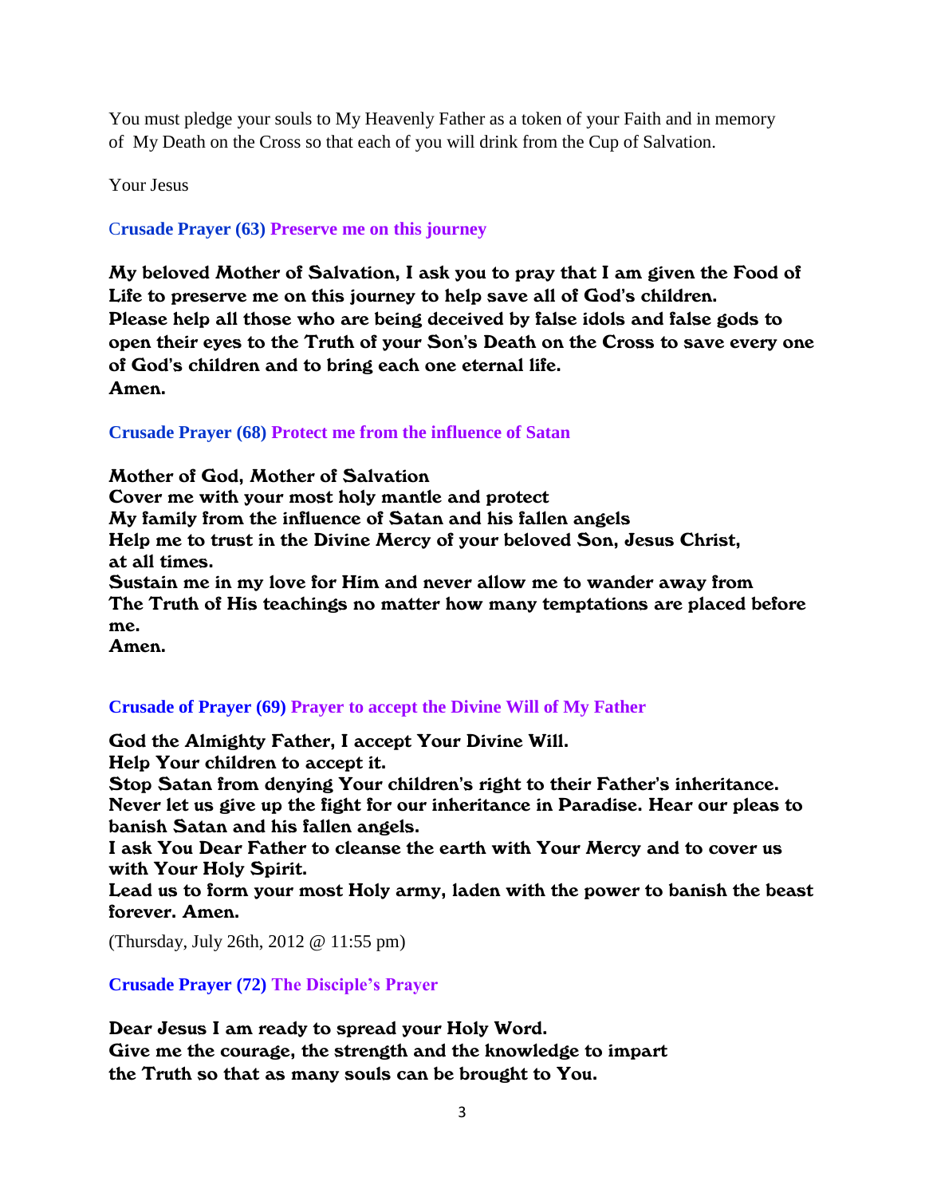You must pledge your souls to My Heavenly Father as a token of your Faith and in memory of My Death on the Cross so that each of you will drink from the Cup of Salvation.

Your Jesus

**Crusade Prayer (63) Preserve me on this journey**

**My beloved Mother of Salvation, I ask you to pray that I am given the Food of Life to preserve me on this journey to help save all of God's children.**
**Please help all those who are being deceived by false idols and false gods to open their eyes to the Truth of your Son's Death on the Cross to save every one of God's children and to bring each one eternal life.**
**Amen.**

**Crusade Prayer (68) Protect me from the influence of Satan**

**Mother of God, Mother of Salvation**
**Cover me with your most holy mantle and protect**
**My family from the influence of Satan and his fallen angels**
**Help me to trust in the Divine Mercy of your beloved Son, Jesus Christ, at all times.**
**Sustain me in my love for Him and never allow me to wander away from**
**The Truth of His teachings no matter how many temptations are placed before me.**
**Amen.**

**Crusade of Prayer (69) Prayer to accept the Divine Will of My Father**

**God the Almighty Father, I accept Your Divine Will.**
**Help Your children to accept it.**
**Stop Satan from denying Your children's right to their Father's inheritance.**
**Never let us give up the fight for our inheritance in Paradise. Hear our pleas to banish Satan and his fallen angels.**
**I ask You Dear Father to cleanse the earth with Your Mercy and to cover us with Your Holy Spirit.**
**Lead us to form your most Holy army, laden with the power to banish the beast forever. Amen.**

(Thursday, July 26th, 2012 @ 11:55 pm)

**Crusade Prayer (72) The Disciple's Prayer**

**Dear Jesus I am ready to spread your Holy Word.**
**Give me the courage, the strength and the knowledge to impart**
**the Truth so that as many souls can be brought to You.**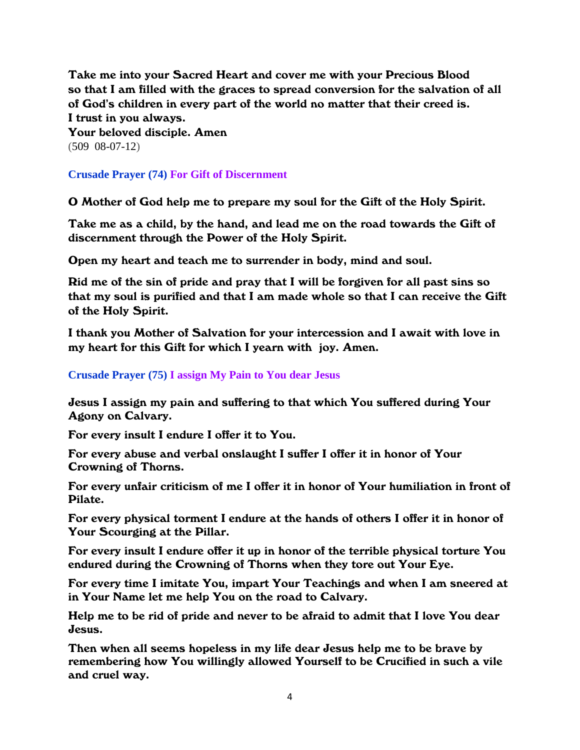**Take me into your Sacred Heart and cover me with your Precious Blood so that I am filled with the graces to spread conversion for the salvation of all of God's children in every part of the world no matter that their creed is.**
**I trust in you always.**
**Your beloved disciple. Amen**
(509 08-07-12)

### Crusade Prayer (74) For Gift of Discernment

**O Mother of God help me to prepare my soul for the Gift of the Holy Spirit.**

**Take me as a child, by the hand, and lead me on the road towards the Gift of discernment through the Power of the Holy Spirit.**

**Open my heart and teach me to surrender in body, mind and soul.**

**Rid me of the sin of pride and pray that I will be forgiven for all past sins so that my soul is purified and that I am made whole so that I can receive the Gift of the Holy Spirit.**

**I thank you Mother of Salvation for your intercession and I await with love in my heart for this Gift for which I yearn with joy. Amen.**

### Crusade Prayer (75) I assign My Pain to You dear Jesus

**Jesus I assign my pain and suffering to that which You suffered during Your Agony on Calvary.**

**For every insult I endure I offer it to You.**

**For every abuse and verbal onslaught I suffer I offer it in honor of Your Crowning of Thorns.**

**For every unfair criticism of me I offer it in honor of Your humiliation in front of Pilate.**

**For every physical torment I endure at the hands of others I offer it in honor of Your Scourging at the Pillar.**

**For every insult I endure offer it up in honor of the terrible physical torture You endured during the Crowning of Thorns when they tore out Your Eye.**

**For every time I imitate You, impart Your Teachings and when I am sneered at in Your Name let me help You on the road to Calvary.**

**Help me to be rid of pride and never to be afraid to admit that I love You dear Jesus.**

**Then when all seems hopeless in my life dear Jesus help me to be brave by remembering how You willingly allowed Yourself to be Crucified in such a vile and cruel way.**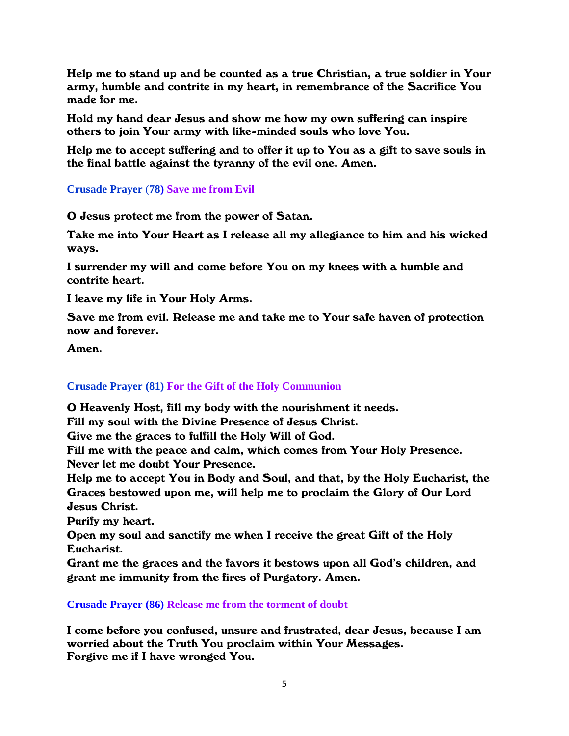**Help me to stand up and be counted as a true Christian, a true soldier in Your army, humble and contrite in my heart, in remembrance of the Sacrifice You made for me.**

**Hold my hand dear Jesus and show me how my own suffering can inspire others to join Your army with like-minded souls who love You.**

**Help me to accept suffering and to offer it up to You as a gift to save souls in the final battle against the tyranny of the evil one. Amen.**

### Crusade Prayer (78) Save me from Evil

**O Jesus protect me from the power of Satan.**

**Take me into Your Heart as I release all my allegiance to him and his wicked ways.**

**I surrender my will and come before You on my knees with a humble and contrite heart.**

**I leave my life in Your Holy Arms.**

**Save me from evil. Release me and take me to Your safe haven of protection now and forever.**

**Amen.**

### Crusade Prayer (81) For the Gift of the Holy Communion

**O Heavenly Host, fill my body with the nourishment it needs.**
**Fill my soul with the Divine Presence of Jesus Christ.**
**Give me the graces to fulfill the Holy Will of God.**
**Fill me with the peace and calm, which comes from Your Holy Presence.**
**Never let me doubt Your Presence.**
**Help me to accept You in Body and Soul, and that, by the Holy Eucharist, the Graces bestowed upon me, will help me to proclaim the Glory of Our Lord Jesus Christ.**
**Purify my heart.**
**Open my soul and sanctify me when I receive the great Gift of the Holy Eucharist.**
**Grant me the graces and the favors it bestows upon all God's children, and grant me immunity from the fires of Purgatory. Amen.**

### Crusade Prayer (86) Release me from the torment of doubt

**I come before you confused, unsure and frustrated, dear Jesus, because I am worried about the Truth You proclaim within Your Messages.**
**Forgive me if I have wronged You.**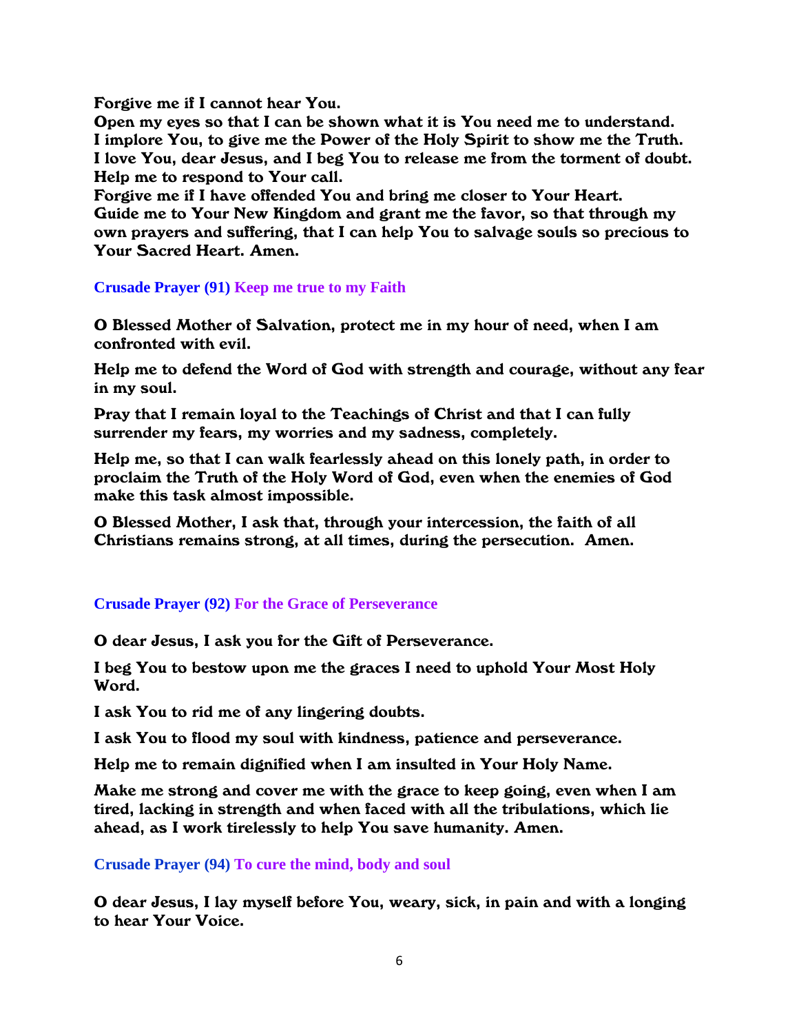**Forgive me if I cannot hear You.**
**Open my eyes so that I can be shown what it is You need me to understand.**
**I implore You, to give me the Power of the Holy Spirit to show me the Truth.**
**I love You, dear Jesus, and I beg You to release me from the torment of doubt.**
**Help me to respond to Your call.**
**Forgive me if I have offended You and bring me closer to Your Heart.**
**Guide me to Your New Kingdom and grant me the favor, so that through my own prayers and suffering, that I can help You to salvage souls so precious to Your Sacred Heart. Amen.**

### Crusade Prayer (91) Keep me true to my Faith

**O Blessed Mother of Salvation, protect me in my hour of need, when I am confronted with evil.**

**Help me to defend the Word of God with strength and courage, without any fear in my soul.**

**Pray that I remain loyal to the Teachings of Christ and that I can fully surrender my fears, my worries and my sadness, completely.**

**Help me, so that I can walk fearlessly ahead on this lonely path, in order to proclaim the Truth of the Holy Word of God, even when the enemies of God make this task almost impossible.**

**O Blessed Mother, I ask that, through your intercession, the faith of all Christians remains strong, at all times, during the persecution. Amen.**

### Crusade Prayer (92) For the Grace of Perseverance

**O dear Jesus, I ask you for the Gift of Perseverance.**

**I beg You to bestow upon me the graces I need to uphold Your Most Holy Word.**

**I ask You to rid me of any lingering doubts.**

**I ask You to flood my soul with kindness, patience and perseverance.**

**Help me to remain dignified when I am insulted in Your Holy Name.**

**Make me strong and cover me with the grace to keep going, even when I am tired, lacking in strength and when faced with all the tribulations, which lie ahead, as I work tirelessly to help You save humanity. Amen.**

### Crusade Prayer (94) To cure the mind, body and soul

**O dear Jesus, I lay myself before You, weary, sick, in pain and with a longing to hear Your Voice.**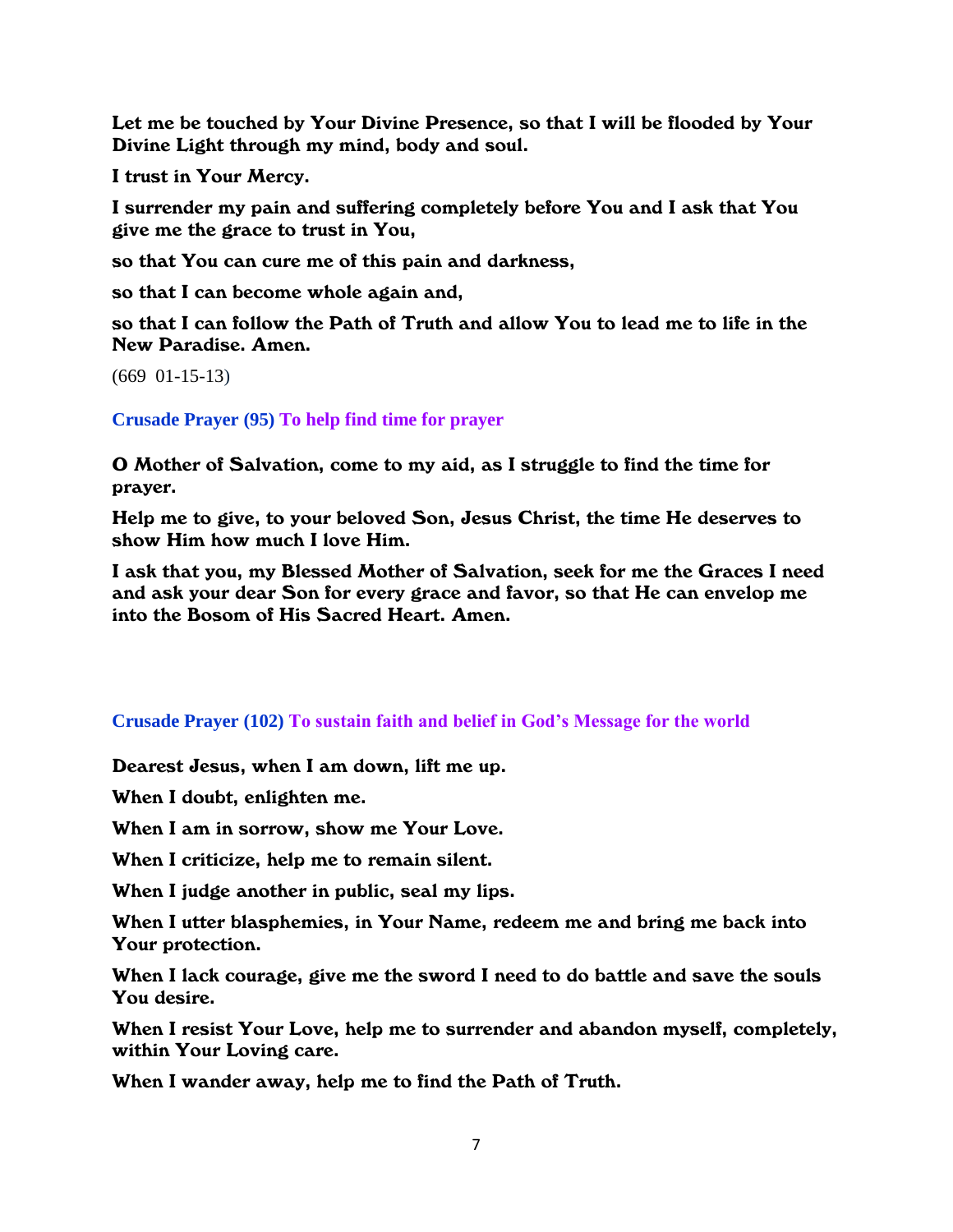**Let me be touched by Your Divine Presence, so that I will be flooded by Your Divine Light through my mind, body and soul.**

**I trust in Your Mercy.**

**I surrender my pain and suffering completely before You and I ask that You give me the grace to trust in You,**

**so that You can cure me of this pain and darkness,**

**so that I can become whole again and,**

**so that I can follow the Path of Truth and allow You to lead me to life in the New Paradise. Amen.**

(669 01-15-13)

### Crusade Prayer (95) To help find time for prayer

**O Mother of Salvation, come to my aid, as I struggle to find the time for prayer.**

**Help me to give, to your beloved Son, Jesus Christ, the time He deserves to show Him how much I love Him.**

**I ask that you, my Blessed Mother of Salvation, seek for me the Graces I need and ask your dear Son for every grace and favor, so that He can envelop me into the Bosom of His Sacred Heart. Amen.**

### Crusade Prayer (102) To sustain faith and belief in God's Message for the world

**Dearest Jesus, when I am down, lift me up.**

**When I doubt, enlighten me.**

**When I am in sorrow, show me Your Love.**

**When I criticize, help me to remain silent.**

**When I judge another in public, seal my lips.**

**When I utter blasphemies, in Your Name, redeem me and bring me back into Your protection.**

**When I lack courage, give me the sword I need to do battle and save the souls You desire.**

**When I resist Your Love, help me to surrender and abandon myself, completely, within Your Loving care.**

**When I wander away, help me to find the Path of Truth.**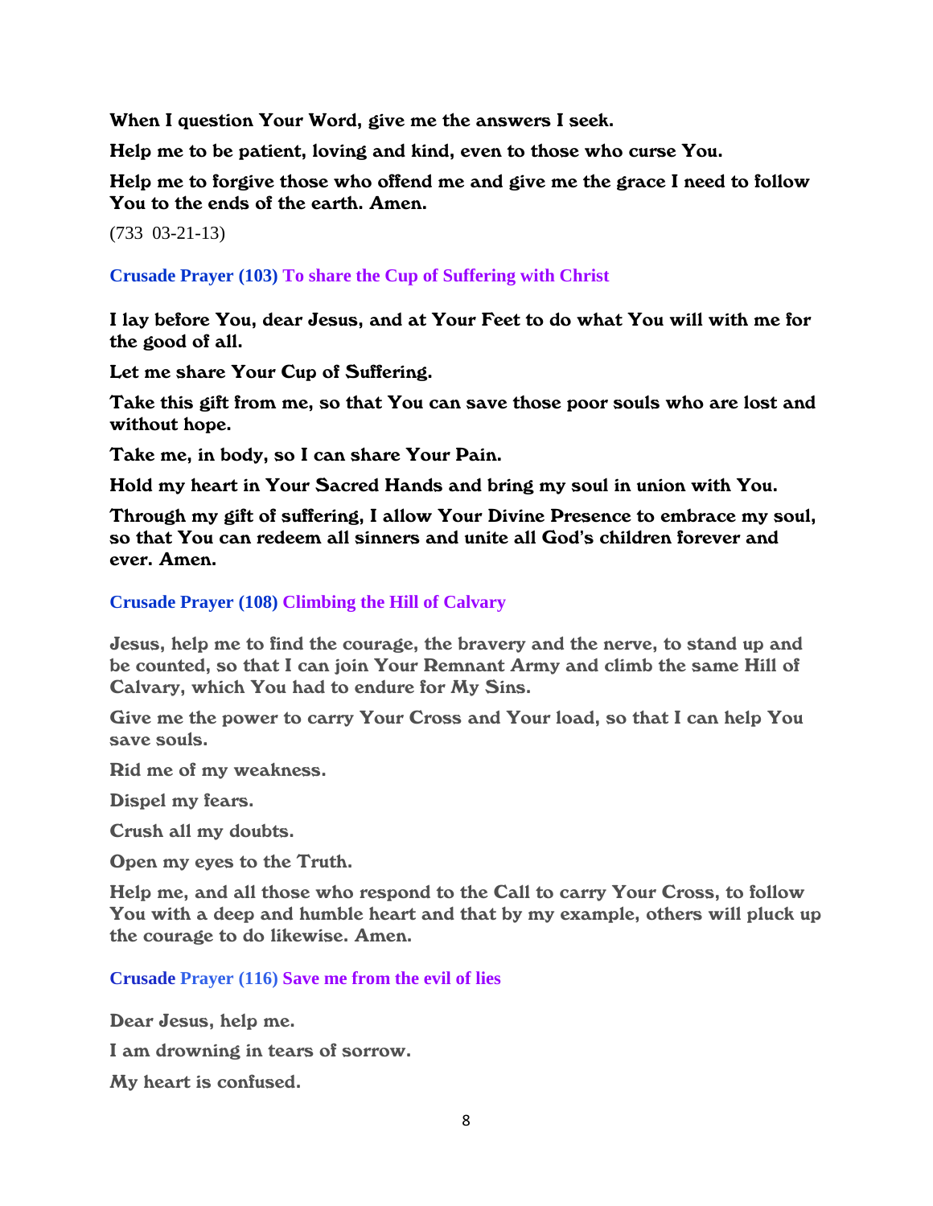**When I question Your Word, give me the answers I seek.**

**Help me to be patient, loving and kind, even to those who curse You.**

**Help me to forgive those who offend me and give me the grace I need to follow You to the ends of the earth. Amen.**

(733 03-21-13)

### Crusade Prayer (103) To share the Cup of Suffering with Christ

**I lay before You, dear Jesus, and at Your Feet to do what You will with me for the good of all.**

**Let me share Your Cup of Suffering.**

**Take this gift from me, so that You can save those poor souls who are lost and without hope.**

**Take me, in body, so I can share Your Pain.**

**Hold my heart in Your Sacred Hands and bring my soul in union with You.**

**Through my gift of suffering, I allow Your Divine Presence to embrace my soul, so that You can redeem all sinners and unite all God's children forever and ever. Amen.**

### Crusade Prayer (108) Climbing the Hill of Calvary

**Jesus, help me to find the courage, the bravery and the nerve, to stand up and be counted, so that I can join Your Remnant Army and climb the same Hill of Calvary, which You had to endure for My Sins.**

**Give me the power to carry Your Cross and Your load, so that I can help You save souls.**

**Rid me of my weakness.**

**Dispel my fears.**

**Crush all my doubts.**

**Open my eyes to the Truth.**

**Help me, and all those who respond to the Call to carry Your Cross, to follow You with a deep and humble heart and that by my example, others will pluck up the courage to do likewise. Amen.**

### Crusade Prayer (116) Save me from the evil of lies

**Dear Jesus, help me.**

**I am drowning in tears of sorrow.**

**My heart is confused.**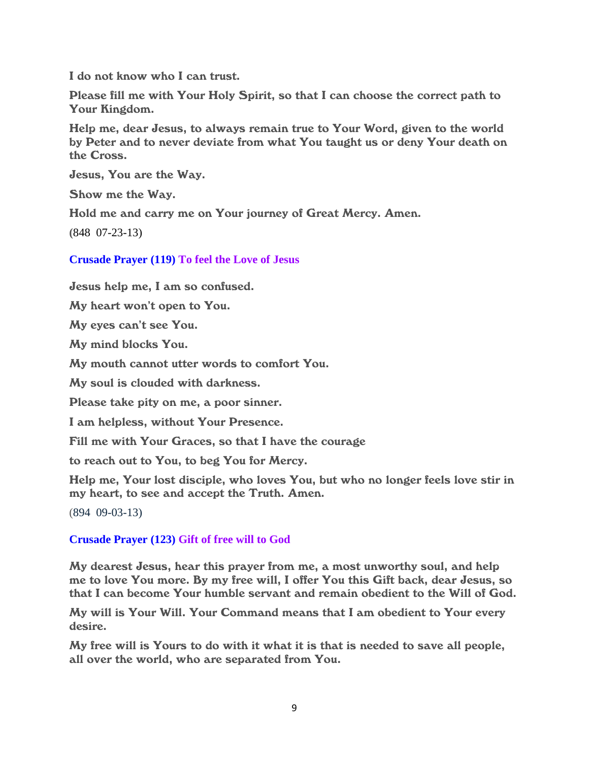**I do not know who I can trust.**

**Please fill me with Your Holy Spirit, so that I can choose the correct path to Your Kingdom.**

**Help me, dear Jesus, to always remain true to Your Word, given to the world by Peter and to never deviate from what You taught us or deny Your death on the Cross.**

**Jesus, You are the Way.**

**Show me the Way.**

**Hold me and carry me on Your journey of Great Mercy. Amen.**

(848 07-23-13)

### Crusade Prayer (119) To feel the Love of Jesus

**Jesus help me, I am so confused.**

**My heart won't open to You.**

**My eyes can't see You.**

**My mind blocks You.**

**My mouth cannot utter words to comfort You.**

**My soul is clouded with darkness.**

**Please take pity on me, a poor sinner.**

**I am helpless, without Your Presence.**

**Fill me with Your Graces, so that I have the courage**

**to reach out to You, to beg You for Mercy.**

**Help me, Your lost disciple, who loves You, but who no longer feels love stir in my heart, to see and accept the Truth. Amen.**

(894 09-03-13)

### Crusade Prayer (123) Gift of free will to God

**My dearest Jesus, hear this prayer from me, a most unworthy soul, and help me to love You more. By my free will, I offer You this Gift back, dear Jesus, so that I can become Your humble servant and remain obedient to the Will of God.**

**My will is Your Will. Your Command means that I am obedient to Your every desire.**

**My free will is Yours to do with it what it is that is needed to save all people, all over the world, who are separated from You.**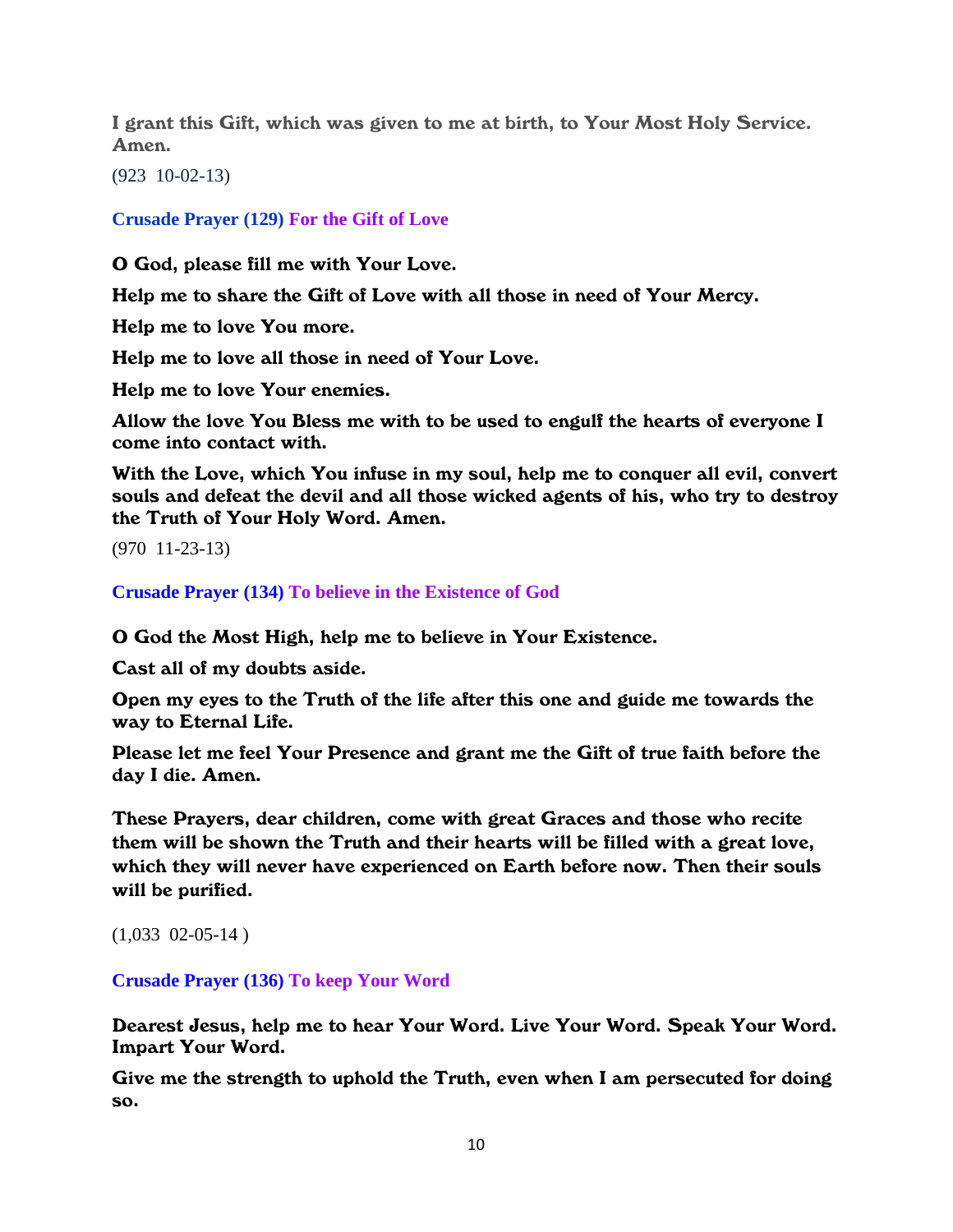**I grant this Gift, which was given to me at birth, to Your Most Holy Service. Amen.**

(923 10-02-13)

### Crusade Prayer (129) For the Gift of Love

**O God, please fill me with Your Love.**

**Help me to share the Gift of Love with all those in need of Your Mercy.**

**Help me to love You more.**

**Help me to love all those in need of Your Love.**

**Help me to love Your enemies.**

**Allow the love You Bless me with to be used to engulf the hearts of everyone I come into contact with.**

**With the Love, which You infuse in my soul, help me to conquer all evil, convert souls and defeat the devil and all those wicked agents of his, who try to destroy the Truth of Your Holy Word. Amen.**

(970 11-23-13)

### Crusade Prayer (134) To believe in the Existence of God

**O God the Most High, help me to believe in Your Existence.**

**Cast all of my doubts aside.**

**Open my eyes to the Truth of the life after this one and guide me towards the way to Eternal Life.**

**Please let me feel Your Presence and grant me the Gift of true faith before the day I die. Amen.**

**These Prayers, dear children, come with great Graces and those who recite them will be shown the Truth and their hearts will be filled with a great love, which they will never have experienced on Earth before now. Then their souls will be purified.**

(1,033 02-05-14 )

### Crusade Prayer (136) To keep Your Word

**Dearest Jesus, help me to hear Your Word. Live Your Word. Speak Your Word. Impart Your Word.**

**Give me the strength to uphold the Truth, even when I am persecuted for doing so.**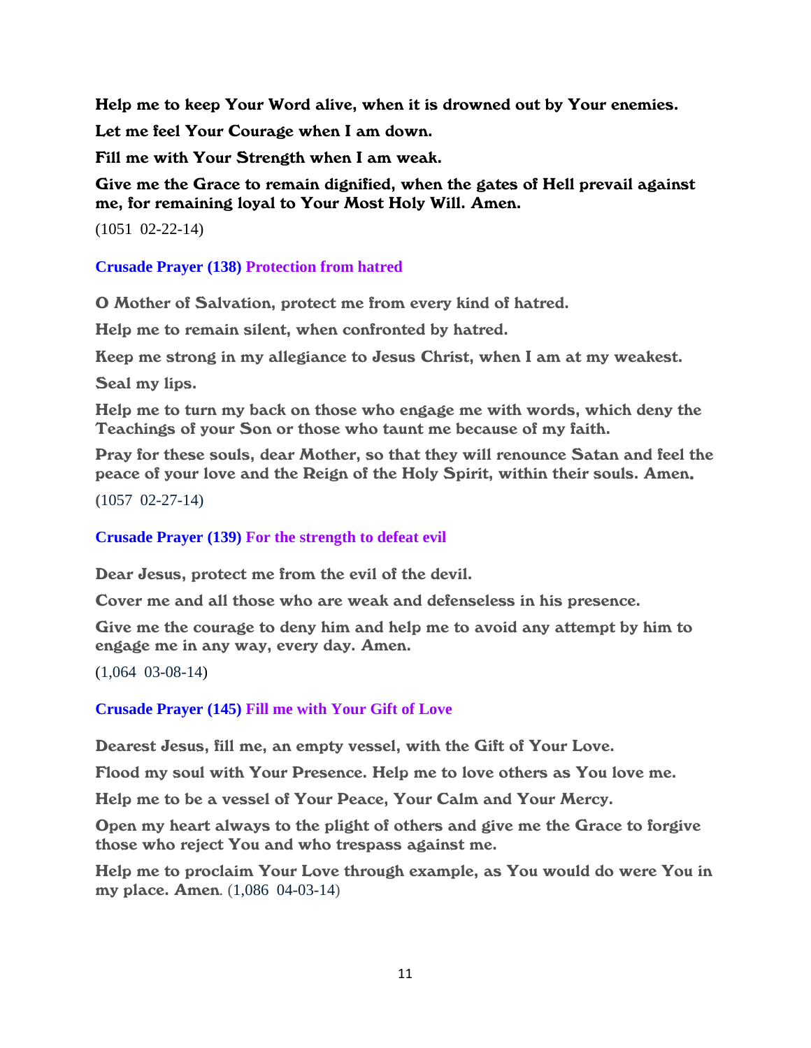**Help me to keep Your Word alive, when it is drowned out by Your enemies.**

**Let me feel Your Courage when I am down.**

**Fill me with Your Strength when I am weak.**

**Give me the Grace to remain dignified, when the gates of Hell prevail against me, for remaining loyal to Your Most Holy Will. Amen.**

(1051 02-22-14)

### Crusade Prayer (138) Protection from hatred

**O Mother of Salvation, protect me from every kind of hatred.**

**Help me to remain silent, when confronted by hatred.**

**Keep me strong in my allegiance to Jesus Christ, when I am at my weakest.**

**Seal my lips.**

**Help me to turn my back on those who engage me with words, which deny the Teachings of your Son or those who taunt me because of my faith.**

**Pray for these souls, dear Mother, so that they will renounce Satan and feel the peace of your love and the Reign of the Holy Spirit, within their souls. Amen.**

(1057 02-27-14)

### Crusade Prayer (139) For the strength to defeat evil

**Dear Jesus, protect me from the evil of the devil.**

**Cover me and all those who are weak and defenseless in his presence.**

**Give me the courage to deny him and help me to avoid any attempt by him to engage me in any way, every day. Amen.**

(1,064 03-08-14)

### Crusade Prayer (145) Fill me with Your Gift of Love

**Dearest Jesus, fill me, an empty vessel, with the Gift of Your Love.**

**Flood my soul with Your Presence. Help me to love others as You love me.**

**Help me to be a vessel of Your Peace, Your Calm and Your Mercy.**

**Open my heart always to the plight of others and give me the Grace to forgive those who reject You and who trespass against me.**

**Help me to proclaim Your Love through example, as You would do were You in my place. Amen**. (1,086 04-03-14)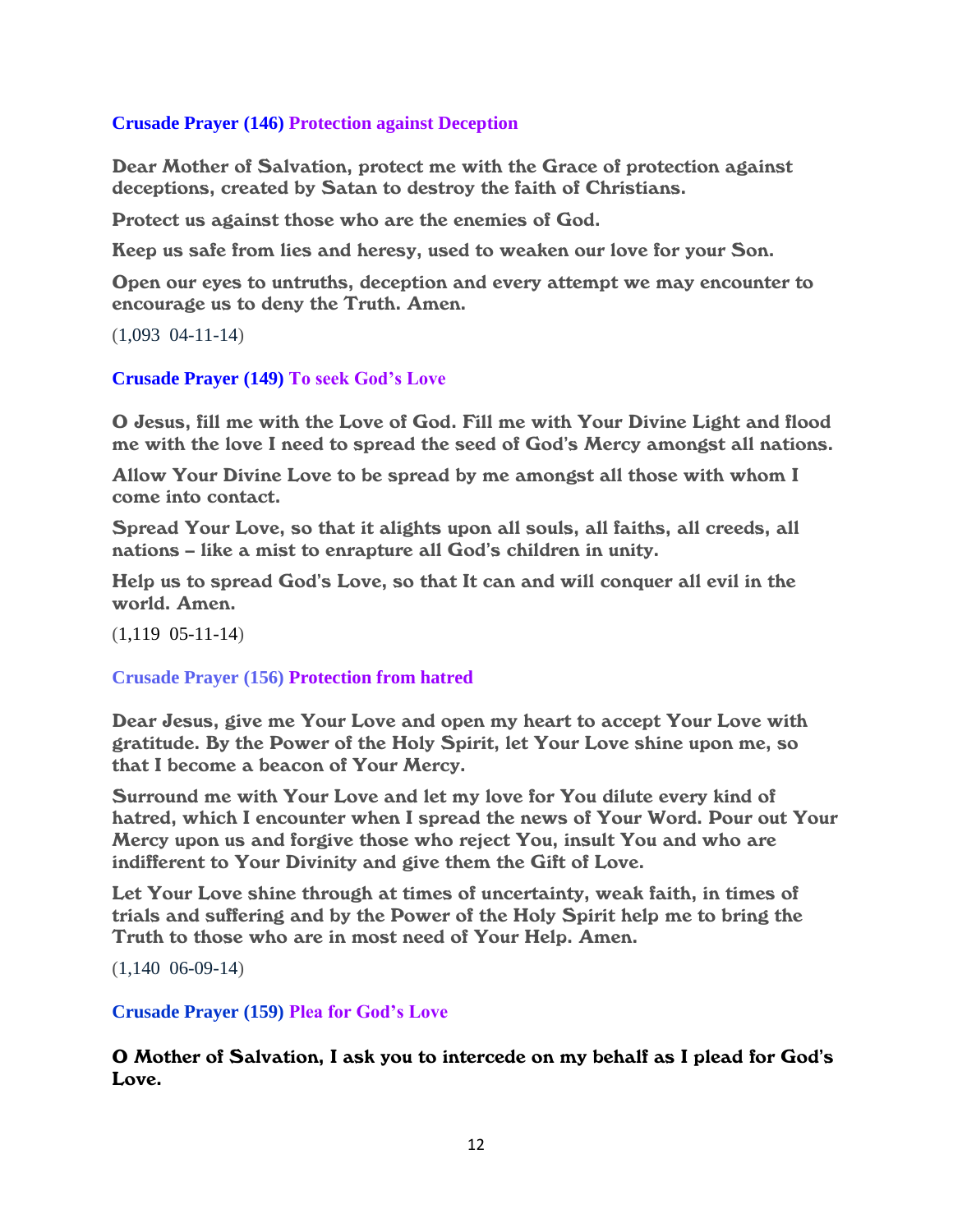**Crusade Prayer (146) Protection against Deception**

**Dear Mother of Salvation, protect me with the Grace of protection against deceptions, created by Satan to destroy the faith of Christians.**

**Protect us against those who are the enemies of God.**

**Keep us safe from lies and heresy, used to weaken our love for your Son.**

**Open our eyes to untruths, deception and every attempt we may encounter to encourage us to deny the Truth. Amen.**

(1,093 04-11-14)

**Crusade Prayer (149) To seek God's Love**

**O Jesus, fill me with the Love of God. Fill me with Your Divine Light and flood me with the love I need to spread the seed of God's Mercy amongst all nations.**

**Allow Your Divine Love to be spread by me amongst all those with whom I come into contact.**

**Spread Your Love, so that it alights upon all souls, all faiths, all creeds, all nations – like a mist to enrapture all God's children in unity.**

**Help us to spread God's Love, so that It can and will conquer all evil in the world. Amen.**

(1,119 05-11-14)

**Crusade Prayer (156) Protection from hatred**

**Dear Jesus, give me Your Love and open my heart to accept Your Love with gratitude. By the Power of the Holy Spirit, let Your Love shine upon me, so that I become a beacon of Your Mercy.**

**Surround me with Your Love and let my love for You dilute every kind of hatred, which I encounter when I spread the news of Your Word. Pour out Your Mercy upon us and forgive those who reject You, insult You and who are indifferent to Your Divinity and give them the Gift of Love.**

**Let Your Love shine through at times of uncertainty, weak faith, in times of trials and suffering and by the Power of the Holy Spirit help me to bring the Truth to those who are in most need of Your Help. Amen.**

(1,140 06-09-14)

**Crusade Prayer (159) Plea for God's Love**

**O Mother of Salvation, I ask you to intercede on my behalf as I plead for God's Love.**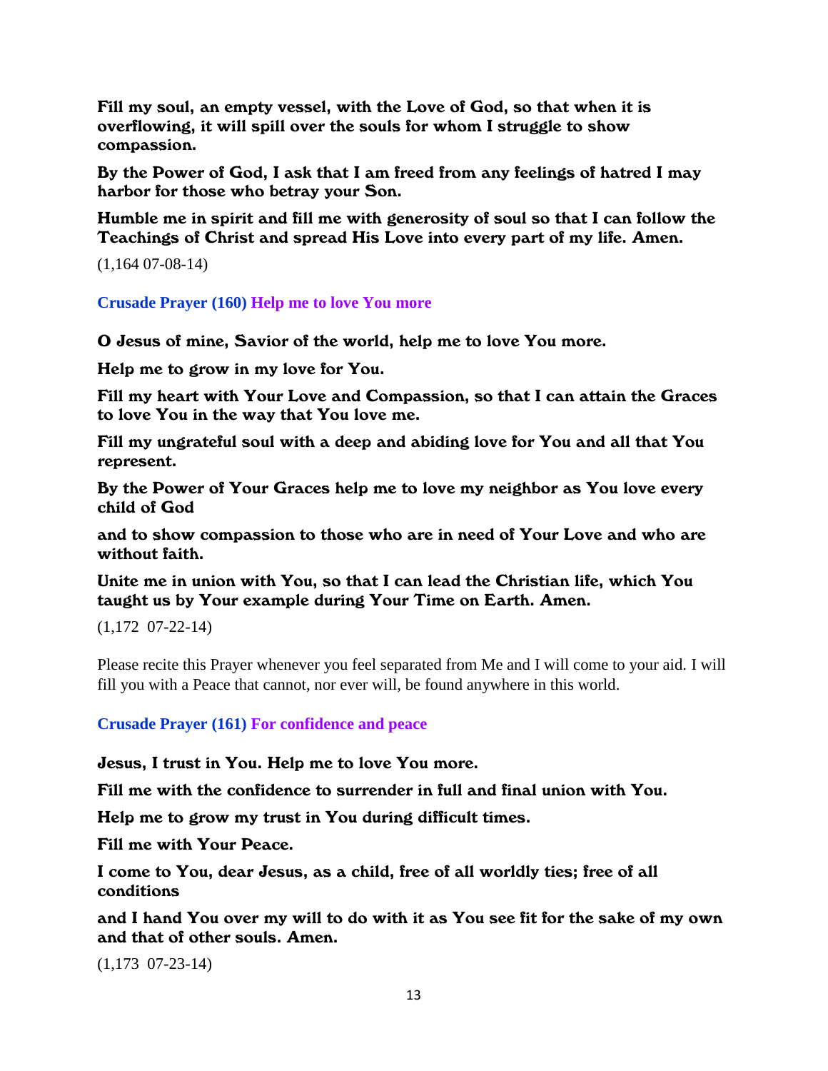**Fill my soul, an empty vessel, with the Love of God, so that when it is overflowing, it will spill over the souls for whom I struggle to show compassion.**

**By the Power of God, I ask that I am freed from any feelings of hatred I may harbor for those who betray your Son.**

**Humble me in spirit and fill me with generosity of soul so that I can follow the Teachings of Christ and spread His Love into every part of my life. Amen.**

(1,164 07-08-14)

### Crusade Prayer (160) Help me to love You more

**O Jesus of mine, Savior of the world, help me to love You more.**

**Help me to grow in my love for You.**

**Fill my heart with Your Love and Compassion, so that I can attain the Graces to love You in the way that You love me.**

**Fill my ungrateful soul with a deep and abiding love for You and all that You represent.**

**By the Power of Your Graces help me to love my neighbor as You love every child of God**

**and to show compassion to those who are in need of Your Love and who are without faith.**

**Unite me in union with You, so that I can lead the Christian life, which You taught us by Your example during Your Time on Earth. Amen.**

(1,172 07-22-14)

Please recite this Prayer whenever you feel separated from Me and I will come to your aid. I will fill you with a Peace that cannot, nor ever will, be found anywhere in this world.

### Crusade Prayer (161) For confidence and peace

**Jesus, I trust in You. Help me to love You more.**

**Fill me with the confidence to surrender in full and final union with You.**

**Help me to grow my trust in You during difficult times.**

**Fill me with Your Peace.**

**I come to You, dear Jesus, as a child, free of all worldly ties; free of all conditions**

**and I hand You over my will to do with it as You see fit for the sake of my own and that of other souls. Amen.**

(1,173 07-23-14)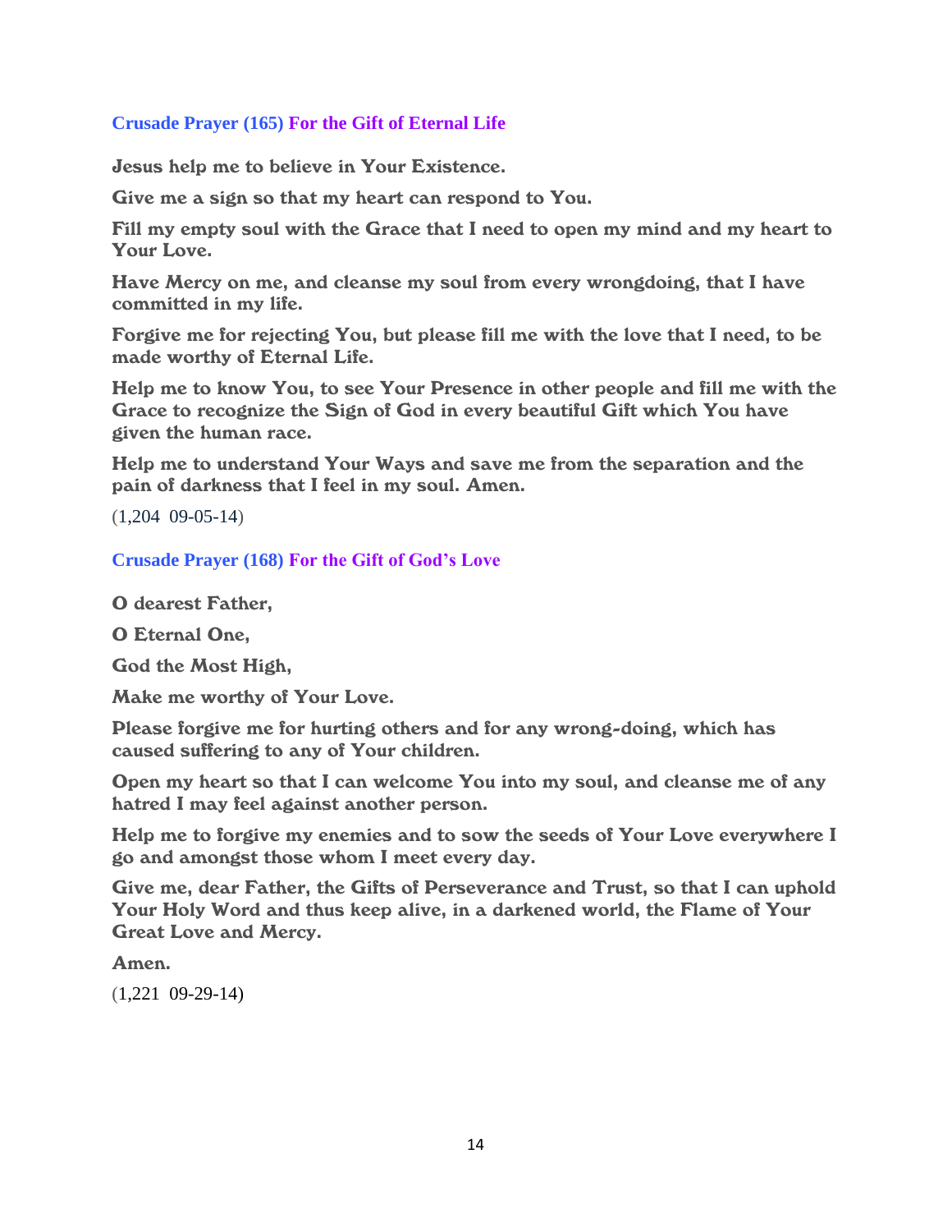### Crusade Prayer (165) For the Gift of Eternal Life

**Jesus help me to believe in Your Existence.**

**Give me a sign so that my heart can respond to You.**

**Fill my empty soul with the Grace that I need to open my mind and my heart to Your Love.**

**Have Mercy on me, and cleanse my soul from every wrongdoing, that I have committed in my life.**

**Forgive me for rejecting You, but please fill me with the love that I need, to be made worthy of Eternal Life.**

**Help me to know You, to see Your Presence in other people and fill me with the Grace to recognize the Sign of God in every beautiful Gift which You have given the human race.**

**Help me to understand Your Ways and save me from the separation and the pain of darkness that I feel in my soul. Amen.**

(1,204 09-05-14)

### Crusade Prayer (168) For the Gift of God's Love

**O dearest Father,**

**O Eternal One,**

**God the Most High,**

**Make me worthy of Your Love.**

**Please forgive me for hurting others and for any wrong-doing, which has caused suffering to any of Your children.**

**Open my heart so that I can welcome You into my soul, and cleanse me of any hatred I may feel against another person.**

**Help me to forgive my enemies and to sow the seeds of Your Love everywhere I go and amongst those whom I meet every day.**

**Give me, dear Father, the Gifts of Perseverance and Trust, so that I can uphold Your Holy Word and thus keep alive, in a darkened world, the Flame of Your Great Love and Mercy.**

**Amen.**

(1,221 09-29-14)